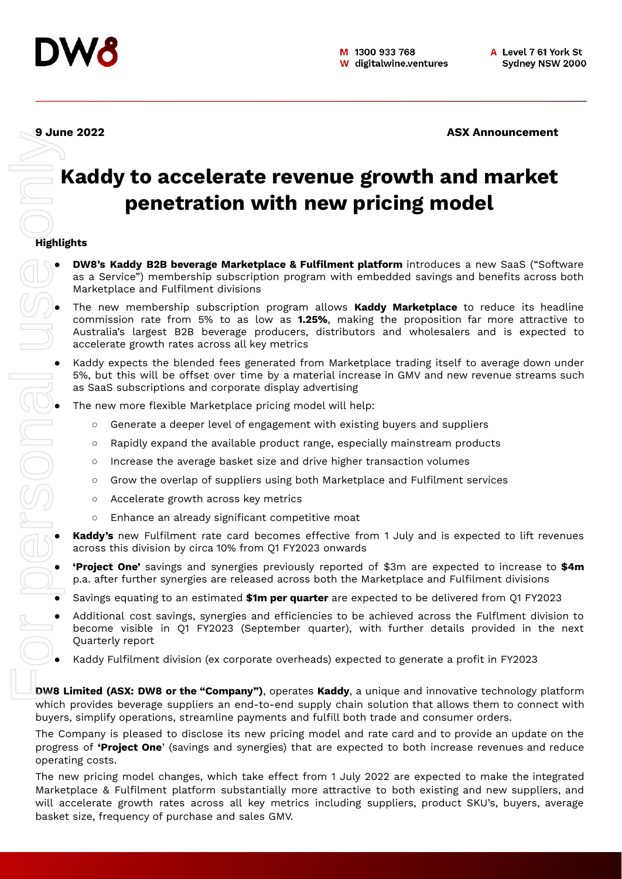**9 June 2022** **ASX Announcement**

# Kaddy to accelerate revenue growth and market penetration with new pricing model

**Highlights**

- **DW8's Kaddy B2B beverage Marketplace & Fulfilment platform** introduces a new SaaS ("Software as a Service") membership subscription program with embedded savings and benefits across both Marketplace and Fulfilment divisions
- The new membership subscription program allows **Kaddy Marketplace** to reduce its headline commission rate from 5% to as low as **1.25%**, making the proposition far more attractive to Australia's largest B2B beverage producers, distributors and wholesalers and is expected to accelerate growth rates across all key metrics
- Kaddy expects the blended fees generated from Marketplace trading itself to average down under 5%, but this will be offset over time by a material increase in GMV and new revenue streams such as SaaS subscriptions and corporate display advertising
- The new more flexible Marketplace pricing model will help:
    - Generate a deeper level of engagement with existing buyers and suppliers
    - Rapidly expand the available product range, especially mainstream products
    - Increase the average basket size and drive higher transaction volumes
    - Grow the overlap of suppliers using both Marketplace and Fulfilment services
    - Accelerate growth across key metrics
    - Enhance an already significant competitive moat
- **Kaddy's** new Fulfilment rate card becomes effective from 1 July and is expected to lift revenues across this division by circa 10% from Q1 FY2023 onwards
- **'Project One'** savings and synergies previously reported of $3m are expected to increase to **$4m** p.a. after further synergies are released across both the Marketplace and Fulfilment divisions
- Savings equating to an estimated **$1m per quarter** are expected to be delivered from Q1 FY2023
- Additional cost savings, synergies and efficiencies to be achieved across the Fulfilment division to become visible in Q1 FY2023 (September quarter), with further details provided in the next Quarterly report
- Kaddy Fulfilment division (ex corporate overheads) expected to generate a profit in FY2023

**DW8 Limited (ASX: DW8 or the "Company")**, operates **Kaddy**, a unique and innovative technology platform which provides beverage suppliers an end-to-end supply chain solution that allows them to connect with buyers, simplify operations, streamline payments and fulfill both trade and consumer orders.

The Company is pleased to disclose its new pricing model and rate card and to provide an update on the progress of **'Project One**' (savings and synergies) that are expected to both increase revenues and reduce operating costs.

The new pricing model changes, which take effect from 1 July 2022 are expected to make the integrated Marketplace & Fulfilment platform substantially more attractive to both existing and new suppliers, and will accelerate growth rates across all key metrics including suppliers, product SKU's, buyers, average basket size, frequency of purchase and sales GMV.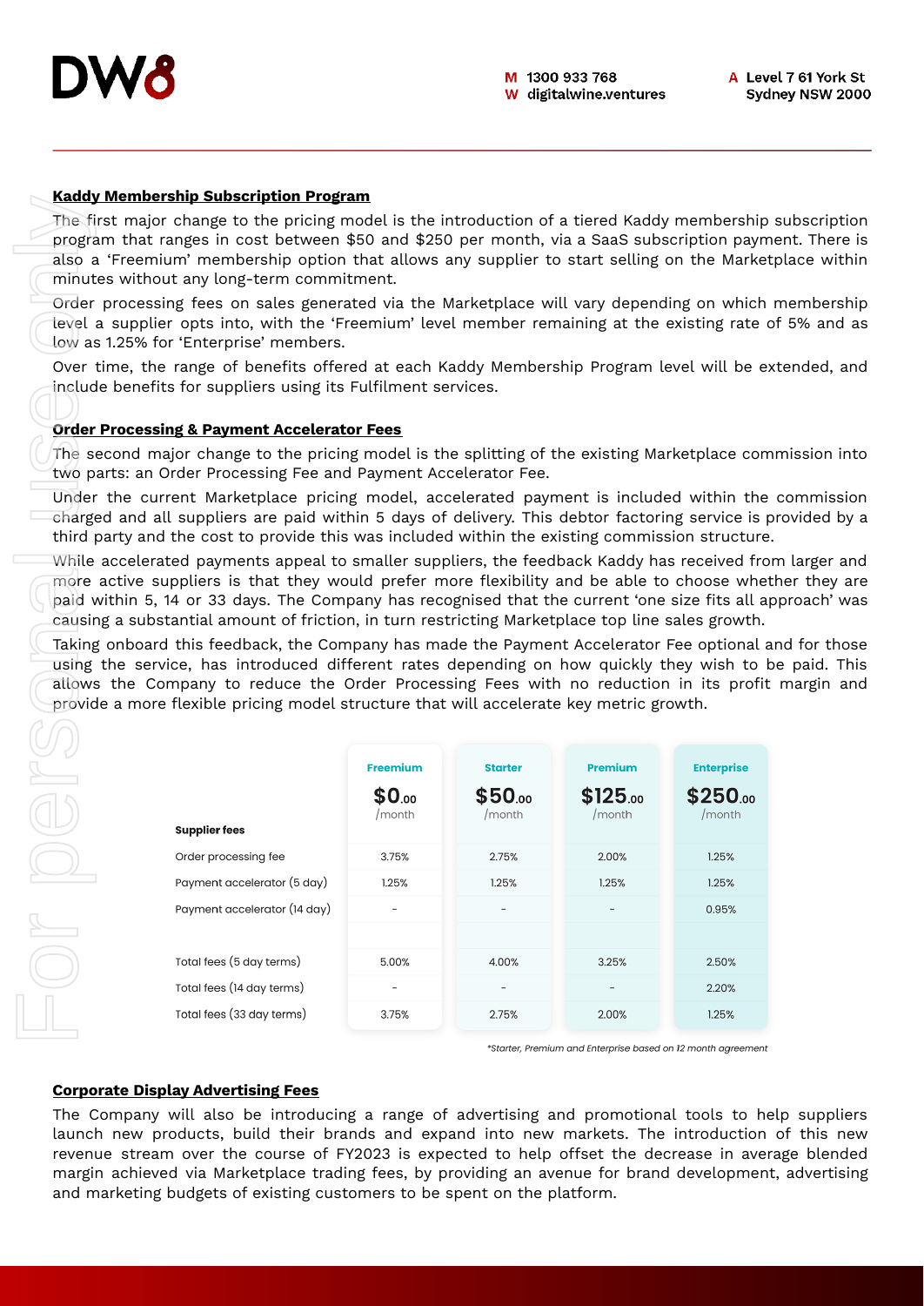## Kaddy Membership Subscription Program

The first major change to the pricing model is the introduction of a tiered Kaddy membership subscription program that ranges in cost between $50 and $250 per month, via a SaaS subscription payment. There is also a 'Freemium' membership option that allows any supplier to start selling on the Marketplace within minutes without any long-term commitment.

Order processing fees on sales generated via the Marketplace will vary depending on which membership level a supplier opts into, with the 'Freemium' level member remaining at the existing rate of 5% and as low as 1.25% for 'Enterprise' members.

Over time, the range of benefits offered at each Kaddy Membership Program level will be extended, and include benefits for suppliers using its Fulfilment services.

## Order Processing & Payment Accelerator Fees

The second major change to the pricing model is the splitting of the existing Marketplace commission into two parts: an Order Processing Fee and Payment Accelerator Fee.

Under the current Marketplace pricing model, accelerated payment is included within the commission charged and all suppliers are paid within 5 days of delivery. This debtor factoring service is provided by a third party and the cost to provide this was included within the existing commission structure.

While accelerated payments appeal to smaller suppliers, the feedback Kaddy has received from larger and more active suppliers is that they would prefer more flexibility and be able to choose whether they are paid within 5, 14 or 33 days. The Company has recognised that the current 'one size fits all approach' was causing a substantial amount of friction, in turn restricting Marketplace top line sales growth.

Taking onboard this feedback, the Company has made the Payment Accelerator Fee optional and for those using the service, has introduced different rates depending on how quickly they wish to be paid. This allows the Company to reduce the Order Processing Fees with no reduction in its profit margin and provide a more flexible pricing model structure that will accelerate key metric growth.

| | Freemium | Starter | Premium | Enterprise |
|---|---|---|---|---|
| | $0.00 /month | $50.00 /month | $125.00 /month | $250.00 /month |
| **Supplier fees** | | | | |
| Order processing fee | 3.75% | 2.75% | 2.00% | 1.25% |
| Payment accelerator (5 day) | 1.25% | 1.25% | 1.25% | 1.25% |
| Payment accelerator (14 day) | - | - | - | 0.95% |
| | | | | |
| Total fees (5 day terms) | 5.00% | 4.00% | 3.25% | 2.50% |
| Total fees (14 day terms) | - | - | - | 2.20% |
| Total fees (33 day terms) | 3.75% | 2.75% | 2.00% | 1.25% |

*\*Starter, Premium and Enterprise based on 12 month agreement*

## Corporate Display Advertising Fees

The Company will also be introducing a range of advertising and promotional tools to help suppliers launch new products, build their brands and expand into new markets. The introduction of this new revenue stream over the course of FY2023 is expected to help offset the decrease in average blended margin achieved via Marketplace trading fees, by providing an avenue for brand development, advertising and marketing budgets of existing customers to be spent on the platform.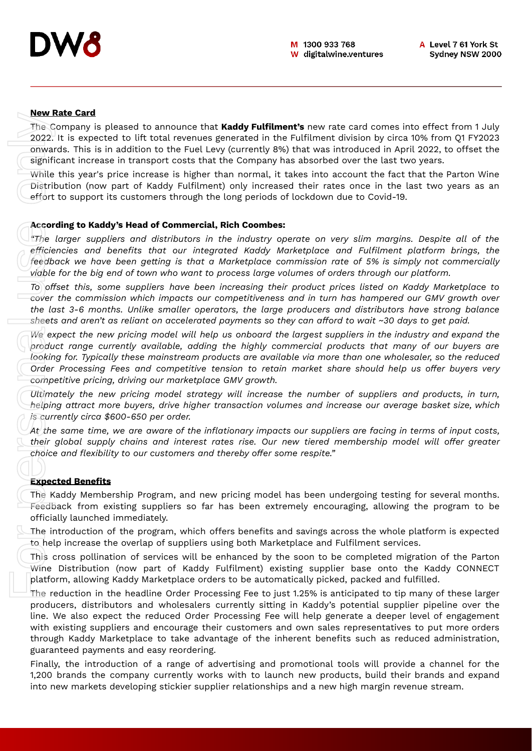**New Rate Card**

The Company is pleased to announce that **Kaddy Fulfilment's** new rate card comes into effect from 1 July 2022. It is expected to lift total revenues generated in the Fulfilment division by circa 10% from Q1 FY2023 onwards. This is in addition to the Fuel Levy (currently 8%) that was introduced in April 2022, to offset the significant increase in transport costs that the Company has absorbed over the last two years.

While this year's price increase is higher than normal, it takes into account the fact that the Parton Wine Distribution (now part of Kaddy Fulfilment) only increased their rates once in the last two years as an effort to support its customers through the long periods of lockdown due to Covid-19.

**According to Kaddy's Head of Commercial, Rich Coombes:**

*"The larger suppliers and distributors in the industry operate on very slim margins. Despite all of the efficiencies and benefits that our integrated Kaddy Marketplace and Fulfilment platform brings, the feedback we have been getting is that a Marketplace commission rate of 5% is simply not commercially viable for the big end of town who want to process large volumes of orders through our platform.*

*To offset this, some suppliers have been increasing their product prices listed on Kaddy Marketplace to cover the commission which impacts our competitiveness and in turn has hampered our GMV growth over the last 3-6 months. Unlike smaller operators, the large producers and distributors have strong balance sheets and aren't as reliant on accelerated payments so they can afford to wait ~30 days to get paid.*

*We expect the new pricing model will help us onboard the largest suppliers in the industry and expand the product range currently available, adding the highly commercial products that many of our buyers are looking for. Typically these mainstream products are available via more than one wholesaler, so the reduced Order Processing Fees and competitive tension to retain market share should help us offer buyers very competitive pricing, driving our marketplace GMV growth.*

*Ultimately the new pricing model strategy will increase the number of suppliers and products, in turn, helping attract more buyers, drive higher transaction volumes and increase our average basket size, which is currently circa $600-650 per order.*

*At the same time, we are aware of the inflationary impacts our suppliers are facing in terms of input costs, their global supply chains and interest rates rise. Our new tiered membership model will offer greater choice and flexibility to our customers and thereby offer some respite."*

**Expected Benefits**

The Kaddy Membership Program, and new pricing model has been undergoing testing for several months. Feedback from existing suppliers so far has been extremely encouraging, allowing the program to be officially launched immediately.

The introduction of the program, which offers benefits and savings across the whole platform is expected to help increase the overlap of suppliers using both Marketplace and Fulfilment services.

This cross pollination of services will be enhanced by the soon to be completed migration of the Parton Wine Distribution (now part of Kaddy Fulfilment) existing supplier base onto the Kaddy CONNECT platform, allowing Kaddy Marketplace orders to be automatically picked, packed and fulfilled.

The reduction in the headline Order Processing Fee to just 1.25% is anticipated to tip many of these larger producers, distributors and wholesalers currently sitting in Kaddy's potential supplier pipeline over the line. We also expect the reduced Order Processing Fee will help generate a deeper level of engagement with existing suppliers and encourage their customers and own sales representatives to put more orders through Kaddy Marketplace to take advantage of the inherent benefits such as reduced administration, guaranteed payments and easy reordering.

Finally, the introduction of a range of advertising and promotional tools will provide a channel for the 1,200 brands the company currently works with to launch new products, build their brands and expand into new markets developing stickier supplier relationships and a new high margin revenue stream.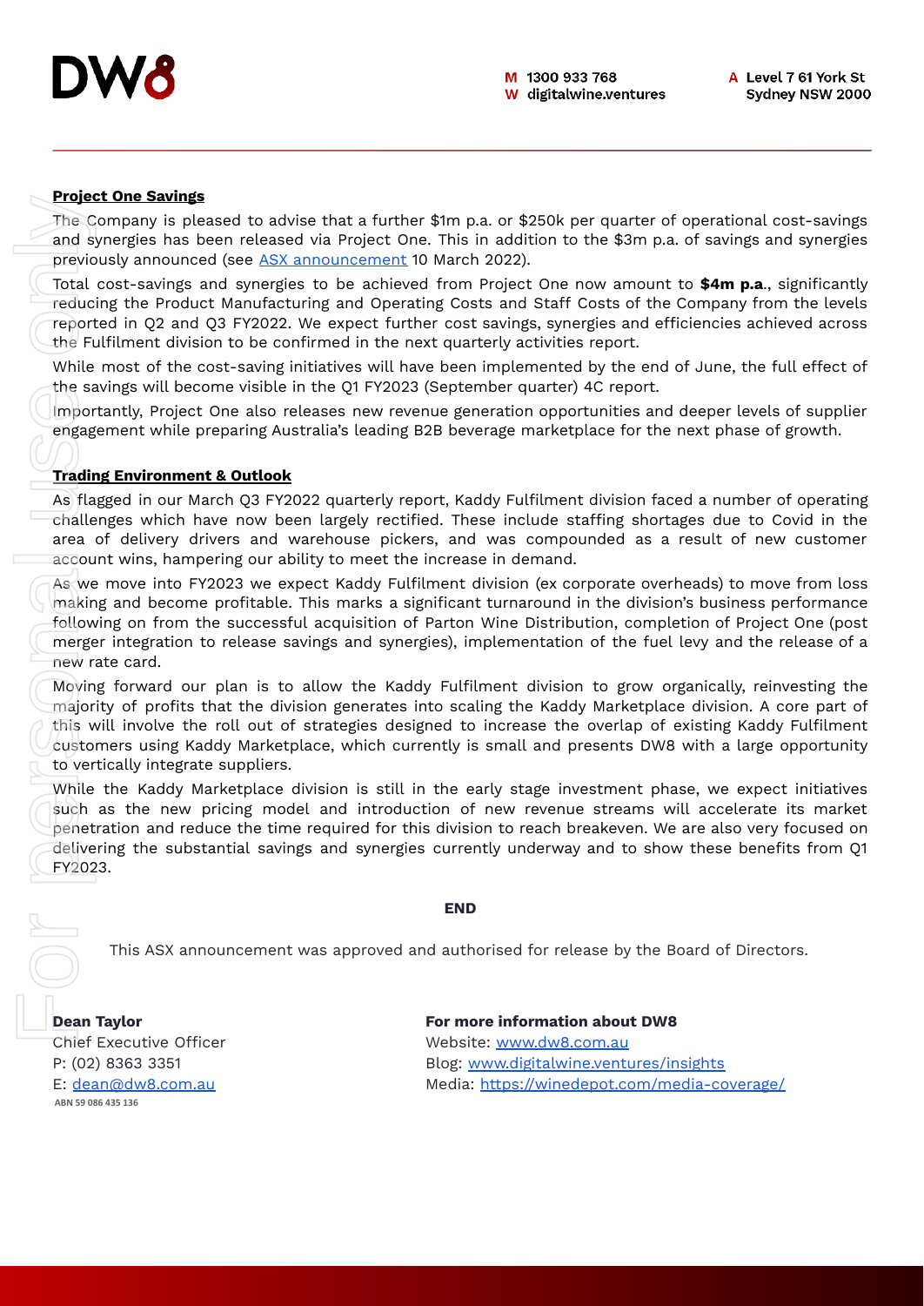## Project One Savings

The Company is pleased to advise that a further $1m p.a. or $250k per quarter of operational cost-savings and synergies has been released via Project One. This in addition to the $3m p.a. of savings and synergies previously announced (see [ASX announcement](#) 10 March 2022).

Total cost-savings and synergies to be achieved from Project One now amount to **$4m p.a**., significantly reducing the Product Manufacturing and Operating Costs and Staff Costs of the Company from the levels reported in Q2 and Q3 FY2022. We expect further cost savings, synergies and efficiencies achieved across the Fulfilment division to be confirmed in the next quarterly activities report.

While most of the cost-saving initiatives will have been implemented by the end of June, the full effect of the savings will become visible in the Q1 FY2023 (September quarter) 4C report.

Importantly, Project One also releases new revenue generation opportunities and deeper levels of supplier engagement while preparing Australia's leading B2B beverage marketplace for the next phase of growth.

## Trading Environment & Outlook

As flagged in our March Q3 FY2022 quarterly report, Kaddy Fulfilment division faced a number of operating challenges which have now been largely rectified. These include staffing shortages due to Covid in the area of delivery drivers and warehouse pickers, and was compounded as a result of new customer account wins, hampering our ability to meet the increase in demand.

As we move into FY2023 we expect Kaddy Fulfilment division (ex corporate overheads) to move from loss making and become profitable. This marks a significant turnaround in the division's business performance following on from the successful acquisition of Parton Wine Distribution, completion of Project One (post merger integration to release savings and synergies), implementation of the fuel levy and the release of a new rate card.

Moving forward our plan is to allow the Kaddy Fulfilment division to grow organically, reinvesting the majority of profits that the division generates into scaling the Kaddy Marketplace division. A core part of this will involve the roll out of strategies designed to increase the overlap of existing Kaddy Fulfilment customers using Kaddy Marketplace, which currently is small and presents DW8 with a large opportunity to vertically integrate suppliers.

While the Kaddy Marketplace division is still in the early stage investment phase, we expect initiatives such as the new pricing model and introduction of new revenue streams will accelerate its market penetration and reduce the time required for this division to reach breakeven. We are also very focused on delivering the substantial savings and synergies currently underway and to show these benefits from Q1 FY2023.

**END**

This ASX announcement was approved and authorised for release by the Board of Directors.

**Dean Taylor**
Chief Executive Officer
P: (02) 8363 3351
E: [dean@dw8.com.au](mailto:dean@dw8.com.au)

**For more information about DW8**
Website: [www.dw8.com.au](http://www.dw8.com.au)
Blog: [www.digitalwine.ventures/insights](http://www.digitalwine.ventures/insights)
Media: [https://winedepot.com/media-coverage/](https://winedepot.com/media-coverage/)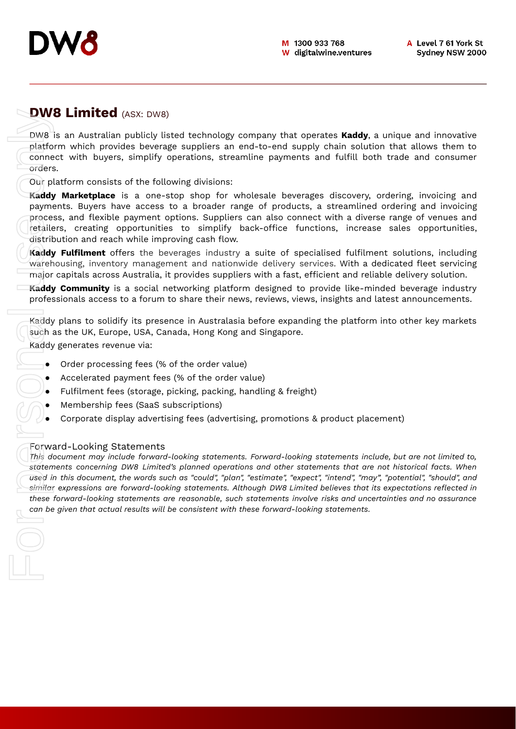# DW8 Limited (ASX: DW8)

DW8 is an Australian publicly listed technology company that operates **Kaddy**, a unique and innovative platform which provides beverage suppliers an end-to-end supply chain solution that allows them to connect with buyers, simplify operations, streamline payments and fulfill both trade and consumer orders.

Our platform consists of the following divisions:

**Kaddy Marketplace** is a one-stop shop for wholesale beverages discovery, ordering, invoicing and payments. Buyers have access to a broader range of products, a streamlined ordering and invoicing process, and flexible payment options. Suppliers can also connect with a diverse range of venues and retailers, creating opportunities to simplify back-office functions, increase sales opportunities, distribution and reach while improving cash flow.

**Kaddy Fulfilment** offers the beverages industry a suite of specialised fulfilment solutions, including warehousing, inventory management and nationwide delivery services. With a dedicated fleet servicing major capitals across Australia, it provides suppliers with a fast, efficient and reliable delivery solution.

**Kaddy Community** is a social networking platform designed to provide like-minded beverage industry professionals access to a forum to share their news, reviews, views, insights and latest announcements.

Kaddy plans to solidify its presence in Australasia before expanding the platform into other key markets such as the UK, Europe, USA, Canada, Hong Kong and Singapore.

Kaddy generates revenue via:

- Order processing fees (% of the order value)
- Accelerated payment fees (% of the order value)
- Fulfilment fees (storage, picking, packing, handling & freight)
- Membership fees (SaaS subscriptions)
- Corporate display advertising fees (advertising, promotions & product placement)

## Forward-Looking Statements

*This document may include forward-looking statements. Forward-looking statements include, but are not limited to, statements concerning DW8 Limited's planned operations and other statements that are not historical facts. When used in this document, the words such as "could", "plan", "estimate", "expect", "intend", "may", "potential", "should", and similar expressions are forward-looking statements. Although DW8 Limited believes that its expectations reflected in these forward-looking statements are reasonable, such statements involve risks and uncertainties and no assurance can be given that actual results will be consistent with these forward-looking statements.*